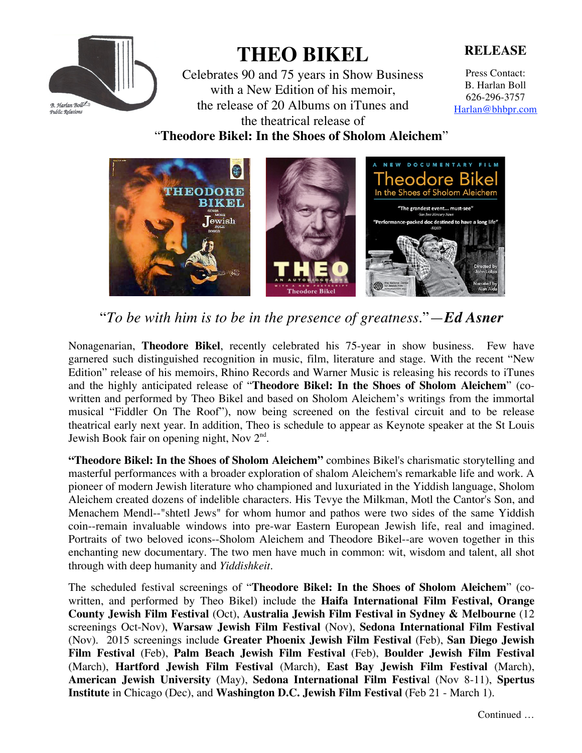B. Harlan Boll Public Relations

# THEO BIKEL

**RELEASE**

Press Contact:
B. Harlan Boll
626-296-3757
Harlan@bhbpr.com

Celebrates 90 and 75 years in Show Business with a New Edition of his memoir, the release of 20 Albums on iTunes and the theatrical release of
"**Theodore Bikel: In the Shoes of Sholom Aleichem**"

"*To be with him is to be in the presence of greatness.*"—***Ed Asner***

Nonagenarian, **Theodore Bikel**, recently celebrated his 75-year in show business. Few have garnered such distinguished recognition in music, film, literature and stage. With the recent "New Edition" release of his memoirs, Rhino Records and Warner Music is releasing his records to iTunes and the highly anticipated release of "**Theodore Bikel: In the Shoes of Sholom Aleichem**" (co-written and performed by Theo Bikel and based on Sholom Aleichem's writings from the immortal musical "Fiddler On The Roof"), now being screened on the festival circuit and to be release theatrical early next year. In addition, Theo is schedule to appear as Keynote speaker at the St Louis Jewish Book fair on opening night, Nov 2nd.

**"Theodore Bikel: In the Shoes of Sholom Aleichem"** combines Bikel's charismatic storytelling and masterful performances with a broader exploration of shalom Aleichem's remarkable life and work. A pioneer of modern Jewish literature who championed and luxuriated in the Yiddish language, Sholom Aleichem created dozens of indelible characters. His Tevye the Milkman, Motl the Cantor's Son, and Menachem Mendl--"shtetl Jews" for whom humor and pathos were two sides of the same Yiddish coin--remain invaluable windows into pre-war Eastern European Jewish life, real and imagined. Portraits of two beloved icons--Sholom Aleichem and Theodore Bikel--are woven together in this enchanting new documentary. The two men have much in common: wit, wisdom and talent, all shot through with deep humanity and *Yiddishkeit*.

The scheduled festival screenings of "**Theodore Bikel: In the Shoes of Sholom Aleichem**" (co-written, and performed by Theo Bikel) include the **Haifa International Film Festival, Orange County Jewish Film Festival** (Oct), **Australia Jewish Film Festival in Sydney & Melbourne** (12 screenings Oct-Nov), **Warsaw Jewish Film Festival** (Nov), **Sedona International Film Festival** (Nov). 2015 screenings include **Greater Phoenix Jewish Film Festival** (Feb), **San Diego Jewish Film Festival** (Feb), **Palm Beach Jewish Film Festival** (Feb), **Boulder Jewish Film Festival** (March), **Hartford Jewish Film Festival** (March), **East Bay Jewish Film Festival** (March), **American Jewish University** (May), **Sedona International Film Festival** (Nov 8-11), **Spertus Institute** in Chicago (Dec), and **Washington D.C. Jewish Film Festival** (Feb 21 - March 1).

Continued …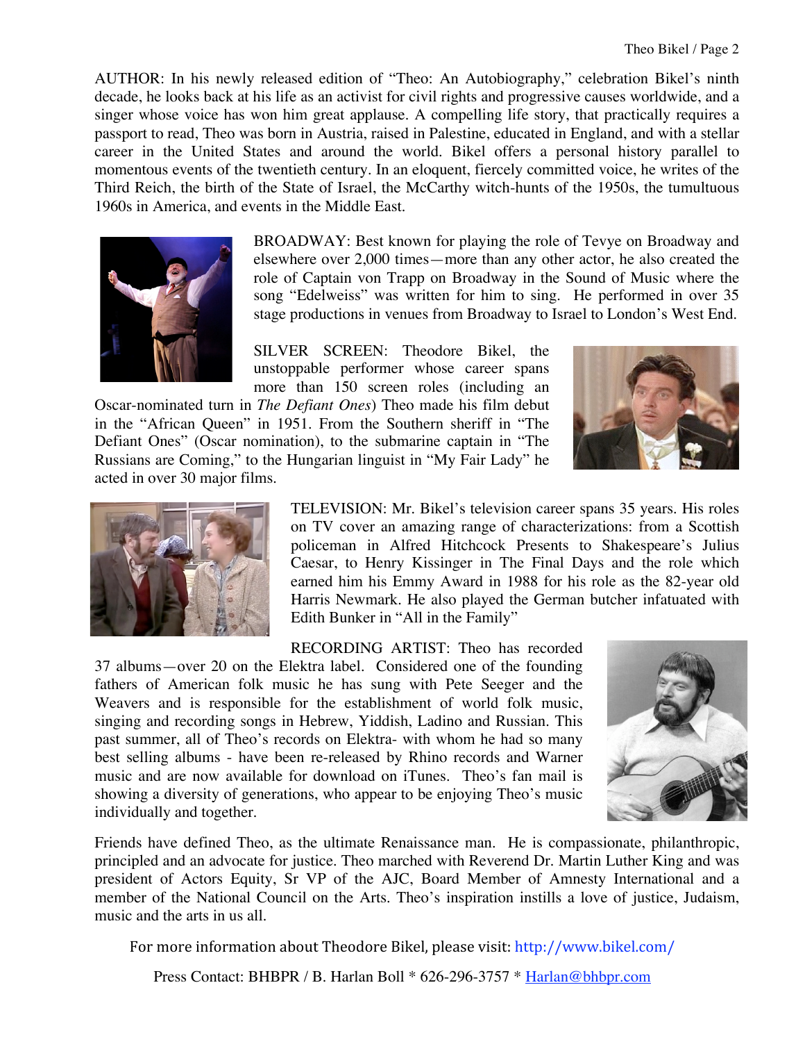AUTHOR: In his newly released edition of "Theo: An Autobiography," celebration Bikel's ninth decade, he looks back at his life as an activist for civil rights and progressive causes worldwide, and a singer whose voice has won him great applause. A compelling life story, that practically requires a passport to read, Theo was born in Austria, raised in Palestine, educated in England, and with a stellar career in the United States and around the world. Bikel offers a personal history parallel to momentous events of the twentieth century. In an eloquent, fiercely committed voice, he writes of the Third Reich, the birth of the State of Israel, the McCarthy witch-hunts of the 1950s, the tumultuous 1960s in America, and events in the Middle East.

BROADWAY: Best known for playing the role of Tevye on Broadway and elsewhere over 2,000 times—more than any other actor, he also created the role of Captain von Trapp on Broadway in the Sound of Music where the song "Edelweiss" was written for him to sing. He performed in over 35 stage productions in venues from Broadway to Israel to London's West End.

SILVER SCREEN: Theodore Bikel, the unstoppable performer whose career spans more than 150 screen roles (including an Oscar-nominated turn in *The Defiant Ones*) Theo made his film debut in the "African Queen" in 1951. From the Southern sheriff in "The Defiant Ones" (Oscar nomination), to the submarine captain in "The Russians are Coming," to the Hungarian linguist in "My Fair Lady" he acted in over 30 major films.

TELEVISION: Mr. Bikel's television career spans 35 years. His roles on TV cover an amazing range of characterizations: from a Scottish policeman in Alfred Hitchcock Presents to Shakespeare's Julius Caesar, to Henry Kissinger in The Final Days and the role which earned him his Emmy Award in 1988 for his role as the 82-year old Harris Newmark. He also played the German butcher infatuated with Edith Bunker in "All in the Family"

RECORDING ARTIST: Theo has recorded 37 albums—over 20 on the Elektra label. Considered one of the founding fathers of American folk music he has sung with Pete Seeger and the Weavers and is responsible for the establishment of world folk music, singing and recording songs in Hebrew, Yiddish, Ladino and Russian. This past summer, all of Theo's records on Elektra- with whom he had so many best selling albums - have been re-released by Rhino records and Warner music and are now available for download on iTunes. Theo's fan mail is showing a diversity of generations, who appear to be enjoying Theo's music individually and together.

Friends have defined Theo, as the ultimate Renaissance man. He is compassionate, philanthropic, principled and an advocate for justice. Theo marched with Reverend Dr. Martin Luther King and was president of Actors Equity, Sr VP of the AJC, Board Member of Amnesty International and a member of the National Council on the Arts. Theo's inspiration instills a love of justice, Judaism, music and the arts in us all.

For more information about Theodore Bikel, please visit: http://www.bikel.com/

Press Contact: BHBPR / B. Harlan Boll * 626-296-3757 * Harlan@bhbpr.com